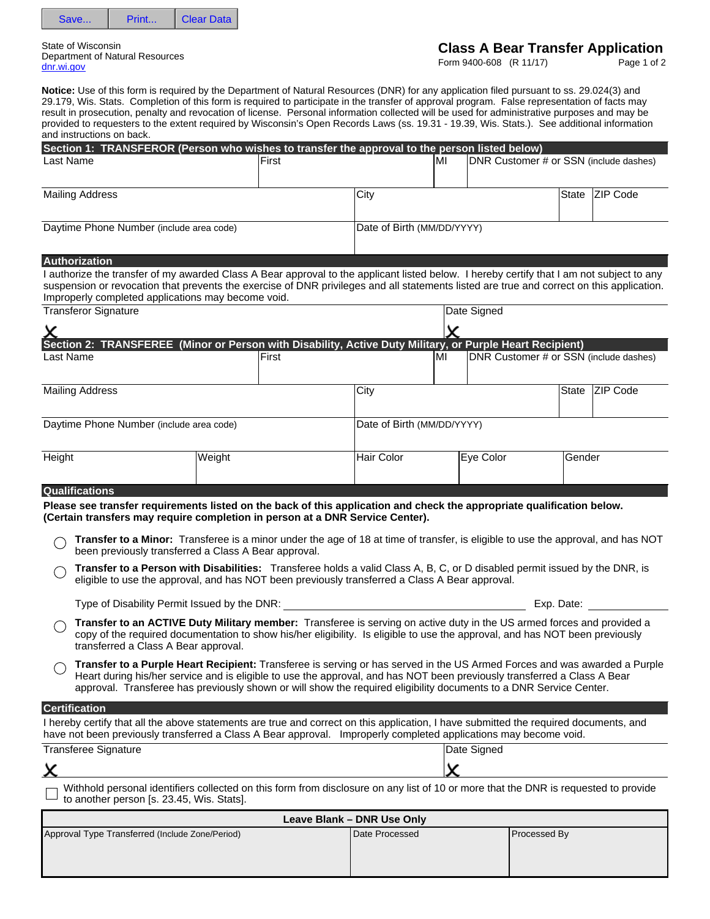Save... | Print... | Clear Data

State of Wisconsin
Department of Natural Resources
dnr.wi.gov

# Class A Bear Transfer Application

Form 9400-608 (R 11/17)

**Notice:** Use of this form is required by the Department of Natural Resources (DNR) for any application filed pursuant to ss. 29.024(3) and 29.179, Wis. Stats. Completion of this form is required to participate in the transfer of approval program. False representation of facts may result in prosecution, penalty and revocation of license. Personal information collected will be used for administrative purposes and may be provided to requesters to the extent required by Wisconsin's Open Records Laws (ss. 19.31 - 19.39, Wis. Stats.). See additional information and instructions on back.

## Section 1: TRANSFEROR (Person who wishes to transfer the approval to the person listed below)

| Last Name | First | MI | DNR Customer # or SSN (include dashes) |
|---|---|---|---|
| | | | |

| Mailing Address | City | State | ZIP Code |
|---|---|---|---|
| | | | |

| Daytime Phone Number (include area code) | Date of Birth (MM/DD/YYYY) |
|---|---|
| | |

### Authorization

I authorize the transfer of my awarded Class A Bear approval to the applicant listed below. I hereby certify that I am not subject to any suspension or revocation that prevents the exercise of DNR privileges and all statements listed are true and correct on this application. Improperly completed applications may become void.

| Transferor Signature | Date Signed |
|---|---|
| X | X |

## Section 2: TRANSFEREE (Minor or Person with Disability, Active Duty Military, or Purple Heart Recipient)

| Last Name | First | MI | DNR Customer # or SSN (include dashes) |
|---|---|---|---|
| | | | |

| Mailing Address | City | State | ZIP Code |
|---|---|---|---|
| | | | |

| Daytime Phone Number (include area code) | Date of Birth (MM/DD/YYYY) |
|---|---|
| | |

| Height | Weight | Hair Color | Eye Color | Gender |
|---|---|---|---|---|
| | | | | |

### Qualifications

**Please see transfer requirements listed on the back of this application and check the appropriate qualification below. (Certain transfers may require completion in person at a DNR Service Center).**

- ○ **Transfer to a Minor:** Transferee is a minor under the age of 18 at time of transfer, is eligible to use the approval, and has NOT been previously transferred a Class A Bear approval.
- ○ **Transfer to a Person with Disabilities:** Transferee holds a valid Class A, B, C, or D disabled permit issued by the DNR, is eligible to use the approval, and has NOT been previously transferred a Class A Bear approval.

  Type of Disability Permit Issued by the DNR: ______________________ Exp. Date: __________
- ○ **Transfer to an ACTIVE Duty Military member:** Transferee is serving on active duty in the US armed forces and provided a copy of the required documentation to show his/her eligibility. Is eligible to use the approval, and has NOT been previously transferred a Class A Bear approval.
- ○ **Transfer to a Purple Heart Recipient:** Transferee is serving or has served in the US Armed Forces and was awarded a Purple Heart during his/her service and is eligible to use the approval, and has NOT been previously transferred a Class A Bear approval. Transferee has previously shown or will show the required eligibility documents to a DNR Service Center.

### Certification

I hereby certify that all the above statements are true and correct on this application, I have submitted the required documents, and have not been previously transferred a Class A Bear approval. Improperly completed applications may become void.

| Transferee Signature | Date Signed |
|---|---|
| X | X |

☐ Withhold personal identifiers collected on this form from disclosure on any list of 10 or more that the DNR is requested to provide to another person [s. 23.45, Wis. Stats].

| Leave Blank – DNR Use Only | | |
|---|---|---|
| Approval Type Transferred (Include Zone/Period) | Date Processed | Processed By |
| | | |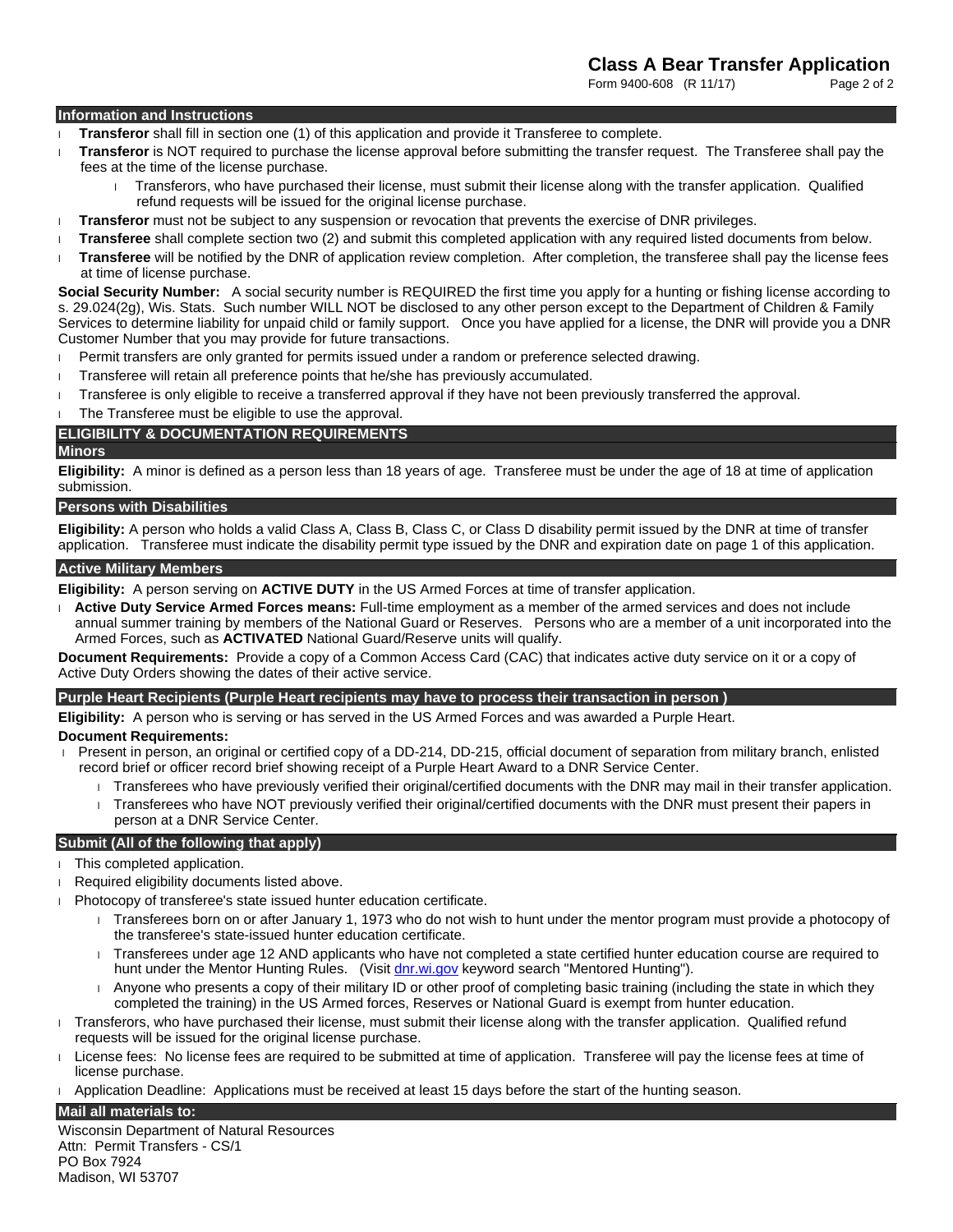# Class A Bear Transfer Application

Form 9400-608 (R 11/17)

## Information and Instructions

- **Transferor** shall fill in section one (1) of this application and provide it Transferee to complete.
- **Transferor** is NOT required to purchase the license approval before submitting the transfer request. The Transferee shall pay the fees at the time of the license purchase.
  - Transferors, who have purchased their license, must submit their license along with the transfer application. Qualified refund requests will be issued for the original license purchase.
- **Transferor** must not be subject to any suspension or revocation that prevents the exercise of DNR privileges.
- **Transferee** shall complete section two (2) and submit this completed application with any required listed documents from below.
- **Transferee** will be notified by the DNR of application review completion. After completion, the transferee shall pay the license fees at time of license purchase.

**Social Security Number:** A social security number is REQUIRED the first time you apply for a hunting or fishing license according to s. 29.024(2g), Wis. Stats. Such number WILL NOT be disclosed to any other person except to the Department of Children & Family Services to determine liability for unpaid child or family support. Once you have applied for a license, the DNR will provide you a DNR Customer Number that you may provide for future transactions.

- Permit transfers are only granted for permits issued under a random or preference selected drawing.
- Transferee will retain all preference points that he/she has previously accumulated.
- Transferee is only eligible to receive a transferred approval if they have not been previously transferred the approval.
- The Transferee must be eligible to use the approval.

## ELIGIBILITY & DOCUMENTATION REQUIREMENTS

### Minors

**Eligibility:** A minor is defined as a person less than 18 years of age. Transferee must be under the age of 18 at time of application submission.

### Persons with Disabilities

**Eligibility:** A person who holds a valid Class A, Class B, Class C, or Class D disability permit issued by the DNR at time of transfer application. Transferee must indicate the disability permit type issued by the DNR and expiration date on page 1 of this application.

### Active Military Members

**Eligibility:** A person serving on **ACTIVE DUTY** in the US Armed Forces at time of transfer application.

- **Active Duty Service Armed Forces means:** Full-time employment as a member of the armed services and does not include annual summer training by members of the National Guard or Reserves. Persons who are a member of a unit incorporated into the Armed Forces, such as **ACTIVATED** National Guard/Reserve units will qualify.

**Document Requirements:** Provide a copy of a Common Access Card (CAC) that indicates active duty service on it or a copy of Active Duty Orders showing the dates of their active service.

### Purple Heart Recipients (Purple Heart recipients may have to process their transaction in person )

**Eligibility:** A person who is serving or has served in the US Armed Forces and was awarded a Purple Heart.

**Document Requirements:**

- Present in person, an original or certified copy of a DD-214, DD-215, official document of separation from military branch, enlisted record brief or officer record brief showing receipt of a Purple Heart Award to a DNR Service Center.
  - Transferees who have previously verified their original/certified documents with the DNR may mail in their transfer application.
  - Transferees who have NOT previously verified their original/certified documents with the DNR must present their papers in person at a DNR Service Center.

## Submit (All of the following that apply)

- This completed application.
- Required eligibility documents listed above.
- Photocopy of transferee's state issued hunter education certificate.
  - Transferees born on or after January 1, 1973 who do not wish to hunt under the mentor program must provide a photocopy of the transferee's state-issued hunter education certificate.
  - Transferees under age 12 AND applicants who have not completed a state certified hunter education course are required to hunt under the Mentor Hunting Rules. (Visit dnr.wi.gov keyword search "Mentored Hunting").
  - Anyone who presents a copy of their military ID or other proof of completing basic training (including the state in which they completed the training) in the US Armed forces, Reserves or National Guard is exempt from hunter education.
- Transferors, who have purchased their license, must submit their license along with the transfer application. Qualified refund requests will be issued for the original license purchase.
- License fees: No license fees are required to be submitted at time of application. Transferee will pay the license fees at time of license purchase.
- Application Deadline: Applications must be received at least 15 days before the start of the hunting season.

## Mail all materials to:

Wisconsin Department of Natural Resources
Attn: Permit Transfers - CS/1
PO Box 7924
Madison, WI 53707